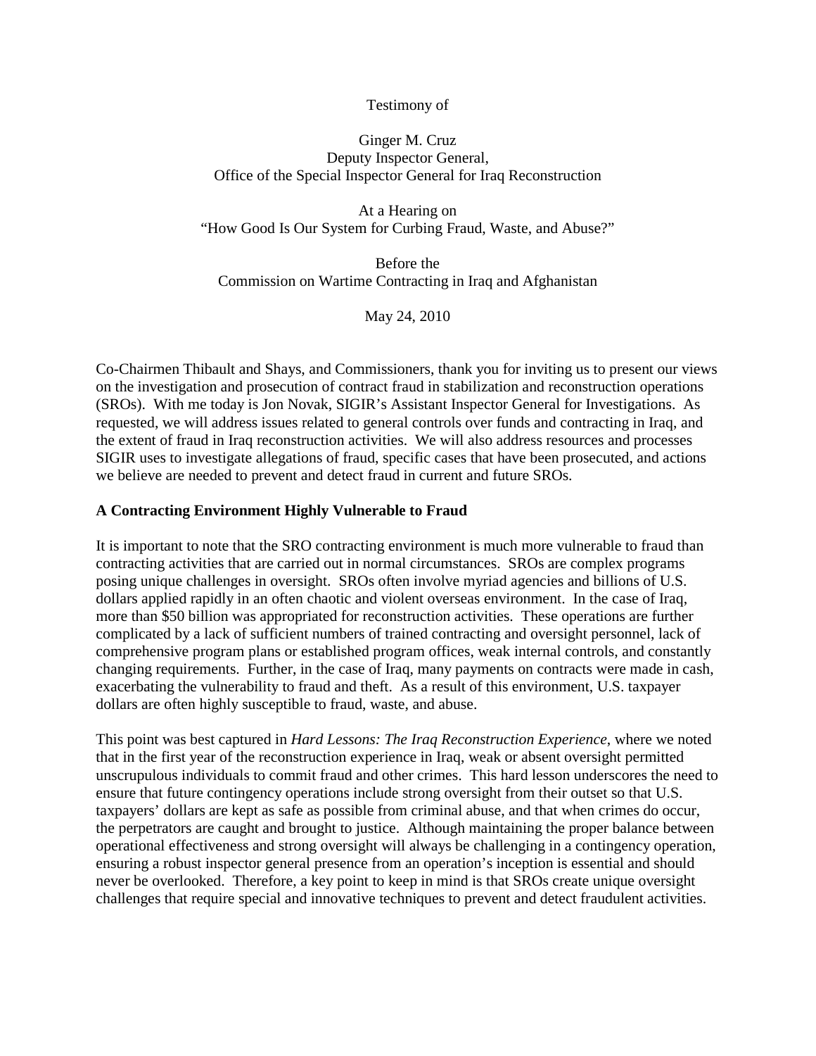Testimony of

Ginger M. Cruz  
Deputy Inspector General,  
Office of the Special Inspector General for Iraq Reconstruction

At a Hearing on  
"How Good Is Our System for Curbing Fraud, Waste, and Abuse?"

Before the  
Commission on Wartime Contracting in Iraq and Afghanistan

May 24, 2010

Co-Chairmen Thibault and Shays, and Commissioners, thank you for inviting us to present our views on the investigation and prosecution of contract fraud in stabilization and reconstruction operations (SROs). With me today is Jon Novak, SIGIR's Assistant Inspector General for Investigations. As requested, we will address issues related to general controls over funds and contracting in Iraq, and the extent of fraud in Iraq reconstruction activities. We will also address resources and processes SIGIR uses to investigate allegations of fraud, specific cases that have been prosecuted, and actions we believe are needed to prevent and detect fraud in current and future SROs.

**A Contracting Environment Highly Vulnerable to Fraud**

It is important to note that the SRO contracting environment is much more vulnerable to fraud than contracting activities that are carried out in normal circumstances. SROs are complex programs posing unique challenges in oversight. SROs often involve myriad agencies and billions of U.S. dollars applied rapidly in an often chaotic and violent overseas environment. In the case of Iraq, more than $50 billion was appropriated for reconstruction activities. These operations are further complicated by a lack of sufficient numbers of trained contracting and oversight personnel, lack of comprehensive program plans or established program offices, weak internal controls, and constantly changing requirements. Further, in the case of Iraq, many payments on contracts were made in cash, exacerbating the vulnerability to fraud and theft. As a result of this environment, U.S. taxpayer dollars are often highly susceptible to fraud, waste, and abuse.

This point was best captured in *Hard Lessons: The Iraq Reconstruction Experience*, where we noted that in the first year of the reconstruction experience in Iraq, weak or absent oversight permitted unscrupulous individuals to commit fraud and other crimes. This hard lesson underscores the need to ensure that future contingency operations include strong oversight from their outset so that U.S. taxpayers' dollars are kept as safe as possible from criminal abuse, and that when crimes do occur, the perpetrators are caught and brought to justice. Although maintaining the proper balance between operational effectiveness and strong oversight will always be challenging in a contingency operation, ensuring a robust inspector general presence from an operation's inception is essential and should never be overlooked. Therefore, a key point to keep in mind is that SROs create unique oversight challenges that require special and innovative techniques to prevent and detect fraudulent activities.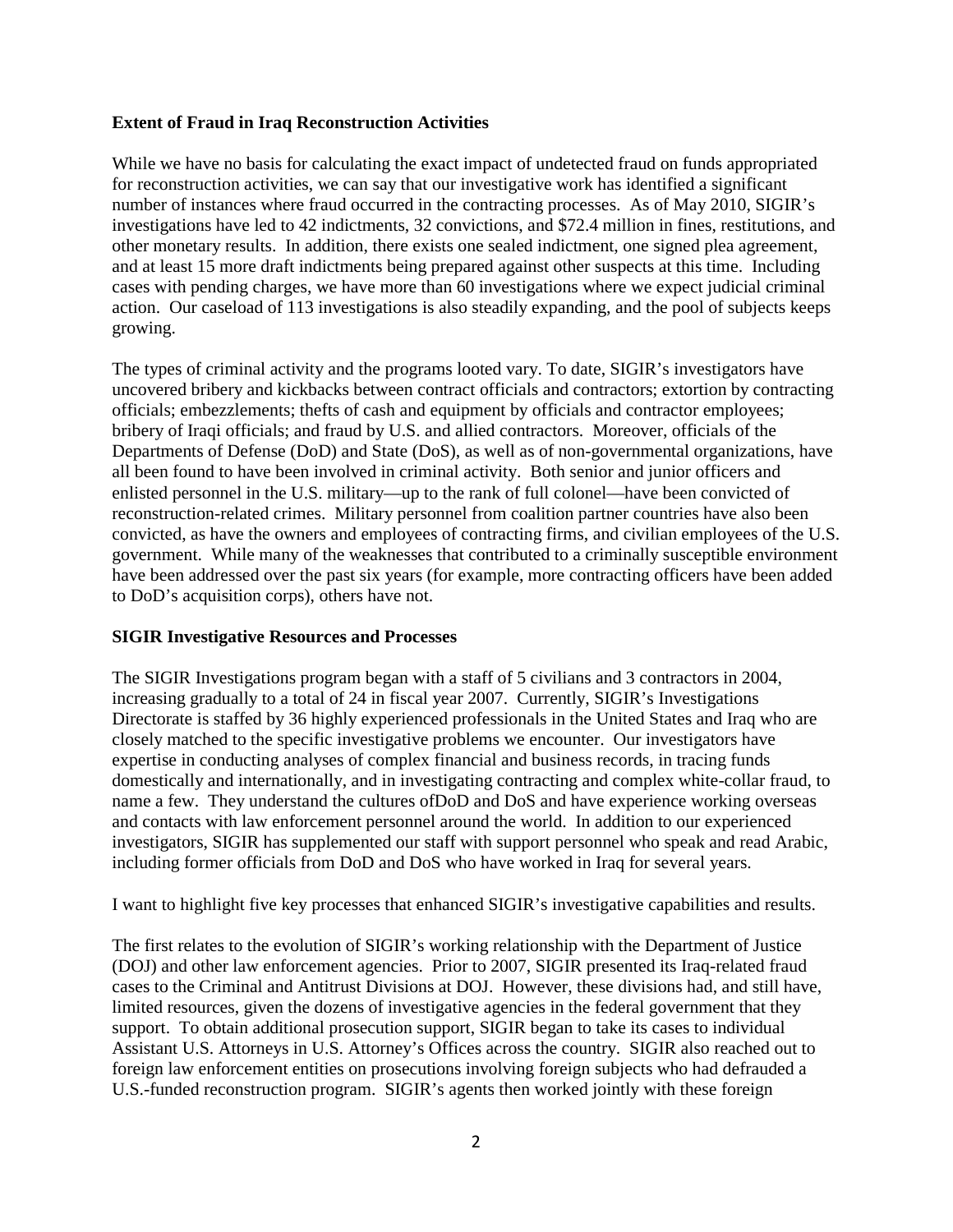**Extent of Fraud in Iraq Reconstruction Activities**

While we have no basis for calculating the exact impact of undetected fraud on funds appropriated for reconstruction activities, we can say that our investigative work has identified a significant number of instances where fraud occurred in the contracting processes. As of May 2010, SIGIR's investigations have led to 42 indictments, 32 convictions, and $72.4 million in fines, restitutions, and other monetary results. In addition, there exists one sealed indictment, one signed plea agreement, and at least 15 more draft indictments being prepared against other suspects at this time. Including cases with pending charges, we have more than 60 investigations where we expect judicial criminal action. Our caseload of 113 investigations is also steadily expanding, and the pool of subjects keeps growing.

The types of criminal activity and the programs looted vary. To date, SIGIR's investigators have uncovered bribery and kickbacks between contract officials and contractors; extortion by contracting officials; embezzlements; thefts of cash and equipment by officials and contractor employees; bribery of Iraqi officials; and fraud by U.S. and allied contractors. Moreover, officials of the Departments of Defense (DoD) and State (DoS), as well as of non-governmental organizations, have all been found to have been involved in criminal activity. Both senior and junior officers and enlisted personnel in the U.S. military—up to the rank of full colonel—have been convicted of reconstruction-related crimes. Military personnel from coalition partner countries have also been convicted, as have the owners and employees of contracting firms, and civilian employees of the U.S. government. While many of the weaknesses that contributed to a criminally susceptible environment have been addressed over the past six years (for example, more contracting officers have been added to DoD's acquisition corps), others have not.

**SIGIR Investigative Resources and Processes**

The SIGIR Investigations program began with a staff of 5 civilians and 3 contractors in 2004, increasing gradually to a total of 24 in fiscal year 2007. Currently, SIGIR's Investigations Directorate is staffed by 36 highly experienced professionals in the United States and Iraq who are closely matched to the specific investigative problems we encounter. Our investigators have expertise in conducting analyses of complex financial and business records, in tracing funds domestically and internationally, and in investigating contracting and complex white-collar fraud, to name a few. They understand the cultures ofDoD and DoS and have experience working overseas and contacts with law enforcement personnel around the world. In addition to our experienced investigators, SIGIR has supplemented our staff with support personnel who speak and read Arabic, including former officials from DoD and DoS who have worked in Iraq for several years.

I want to highlight five key processes that enhanced SIGIR's investigative capabilities and results.

The first relates to the evolution of SIGIR's working relationship with the Department of Justice (DOJ) and other law enforcement agencies. Prior to 2007, SIGIR presented its Iraq-related fraud cases to the Criminal and Antitrust Divisions at DOJ. However, these divisions had, and still have, limited resources, given the dozens of investigative agencies in the federal government that they support. To obtain additional prosecution support, SIGIR began to take its cases to individual Assistant U.S. Attorneys in U.S. Attorney's Offices across the country. SIGIR also reached out to foreign law enforcement entities on prosecutions involving foreign subjects who had defrauded a U.S.-funded reconstruction program. SIGIR's agents then worked jointly with these foreign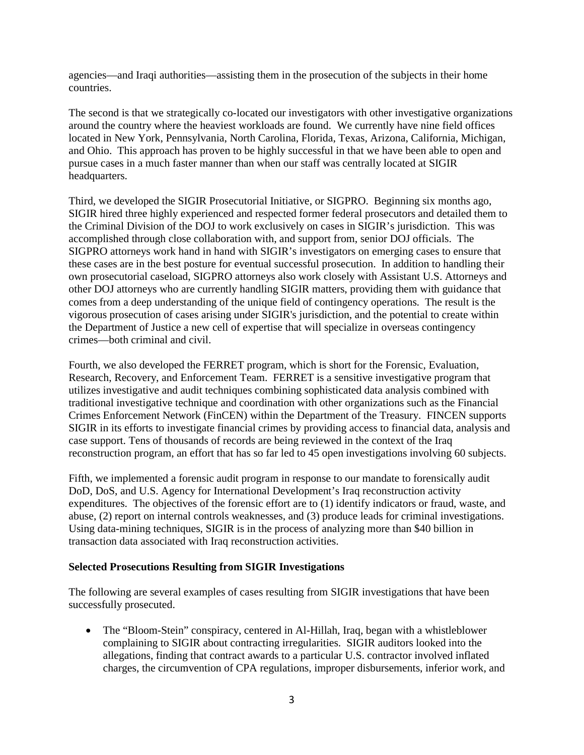agencies—and Iraqi authorities—assisting them in the prosecution of the subjects in their home countries.

The second is that we strategically co-located our investigators with other investigative organizations around the country where the heaviest workloads are found. We currently have nine field offices located in New York, Pennsylvania, North Carolina, Florida, Texas, Arizona, California, Michigan, and Ohio. This approach has proven to be highly successful in that we have been able to open and pursue cases in a much faster manner than when our staff was centrally located at SIGIR headquarters.

Third, we developed the SIGIR Prosecutorial Initiative, or SIGPRO. Beginning six months ago, SIGIR hired three highly experienced and respected former federal prosecutors and detailed them to the Criminal Division of the DOJ to work exclusively on cases in SIGIR's jurisdiction. This was accomplished through close collaboration with, and support from, senior DOJ officials. The SIGPRO attorneys work hand in hand with SIGIR's investigators on emerging cases to ensure that these cases are in the best posture for eventual successful prosecution. In addition to handling their own prosecutorial caseload, SIGPRO attorneys also work closely with Assistant U.S. Attorneys and other DOJ attorneys who are currently handling SIGIR matters, providing them with guidance that comes from a deep understanding of the unique field of contingency operations. The result is the vigorous prosecution of cases arising under SIGIR's jurisdiction, and the potential to create within the Department of Justice a new cell of expertise that will specialize in overseas contingency crimes—both criminal and civil.

Fourth, we also developed the FERRET program, which is short for the Forensic, Evaluation, Research, Recovery, and Enforcement Team. FERRET is a sensitive investigative program that utilizes investigative and audit techniques combining sophisticated data analysis combined with traditional investigative technique and coordination with other organizations such as the Financial Crimes Enforcement Network (FinCEN) within the Department of the Treasury. FINCEN supports SIGIR in its efforts to investigate financial crimes by providing access to financial data, analysis and case support. Tens of thousands of records are being reviewed in the context of the Iraq reconstruction program, an effort that has so far led to 45 open investigations involving 60 subjects.

Fifth, we implemented a forensic audit program in response to our mandate to forensically audit DoD, DoS, and U.S. Agency for International Development's Iraq reconstruction activity expenditures. The objectives of the forensic effort are to (1) identify indicators or fraud, waste, and abuse, (2) report on internal controls weaknesses, and (3) produce leads for criminal investigations. Using data-mining techniques, SIGIR is in the process of analyzing more than $40 billion in transaction data associated with Iraq reconstruction activities.

**Selected Prosecutions Resulting from SIGIR Investigations**

The following are several examples of cases resulting from SIGIR investigations that have been successfully prosecuted.

- The "Bloom-Stein" conspiracy, centered in Al-Hillah, Iraq, began with a whistleblower complaining to SIGIR about contracting irregularities. SIGIR auditors looked into the allegations, finding that contract awards to a particular U.S. contractor involved inflated charges, the circumvention of CPA regulations, improper disbursements, inferior work, and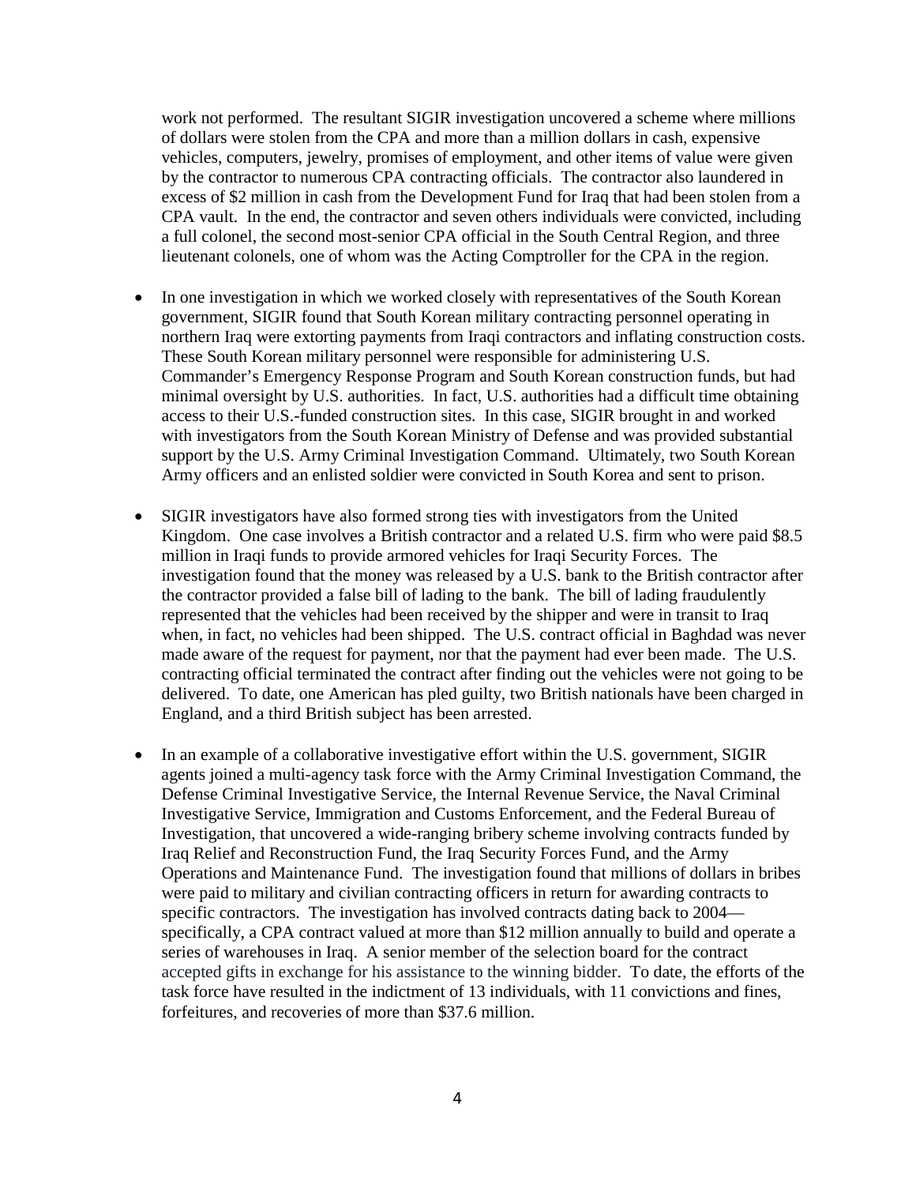work not performed. The resultant SIGIR investigation uncovered a scheme where millions of dollars were stolen from the CPA and more than a million dollars in cash, expensive vehicles, computers, jewelry, promises of employment, and other items of value were given by the contractor to numerous CPA contracting officials. The contractor also laundered in excess of $2 million in cash from the Development Fund for Iraq that had been stolen from a CPA vault. In the end, the contractor and seven others individuals were convicted, including a full colonel, the second most-senior CPA official in the South Central Region, and three lieutenant colonels, one of whom was the Acting Comptroller for the CPA in the region.

- In one investigation in which we worked closely with representatives of the South Korean government, SIGIR found that South Korean military contracting personnel operating in northern Iraq were extorting payments from Iraqi contractors and inflating construction costs. These South Korean military personnel were responsible for administering U.S. Commander's Emergency Response Program and South Korean construction funds, but had minimal oversight by U.S. authorities. In fact, U.S. authorities had a difficult time obtaining access to their U.S.-funded construction sites. In this case, SIGIR brought in and worked with investigators from the South Korean Ministry of Defense and was provided substantial support by the U.S. Army Criminal Investigation Command. Ultimately, two South Korean Army officers and an enlisted soldier were convicted in South Korea and sent to prison.

- SIGIR investigators have also formed strong ties with investigators from the United Kingdom. One case involves a British contractor and a related U.S. firm who were paid $8.5 million in Iraqi funds to provide armored vehicles for Iraqi Security Forces. The investigation found that the money was released by a U.S. bank to the British contractor after the contractor provided a false bill of lading to the bank. The bill of lading fraudulently represented that the vehicles had been received by the shipper and were in transit to Iraq when, in fact, no vehicles had been shipped. The U.S. contract official in Baghdad was never made aware of the request for payment, nor that the payment had ever been made. The U.S. contracting official terminated the contract after finding out the vehicles were not going to be delivered. To date, one American has pled guilty, two British nationals have been charged in England, and a third British subject has been arrested.

- In an example of a collaborative investigative effort within the U.S. government, SIGIR agents joined a multi-agency task force with the Army Criminal Investigation Command, the Defense Criminal Investigative Service, the Internal Revenue Service, the Naval Criminal Investigative Service, Immigration and Customs Enforcement, and the Federal Bureau of Investigation, that uncovered a wide-ranging bribery scheme involving contracts funded by Iraq Relief and Reconstruction Fund, the Iraq Security Forces Fund, and the Army Operations and Maintenance Fund. The investigation found that millions of dollars in bribes were paid to military and civilian contracting officers in return for awarding contracts to specific contractors. The investigation has involved contracts dating back to 2004—specifically, a CPA contract valued at more than $12 million annually to build and operate a series of warehouses in Iraq. A senior member of the selection board for the contract accepted gifts in exchange for his assistance to the winning bidder. To date, the efforts of the task force have resulted in the indictment of 13 individuals, with 11 convictions and fines, forfeitures, and recoveries of more than $37.6 million.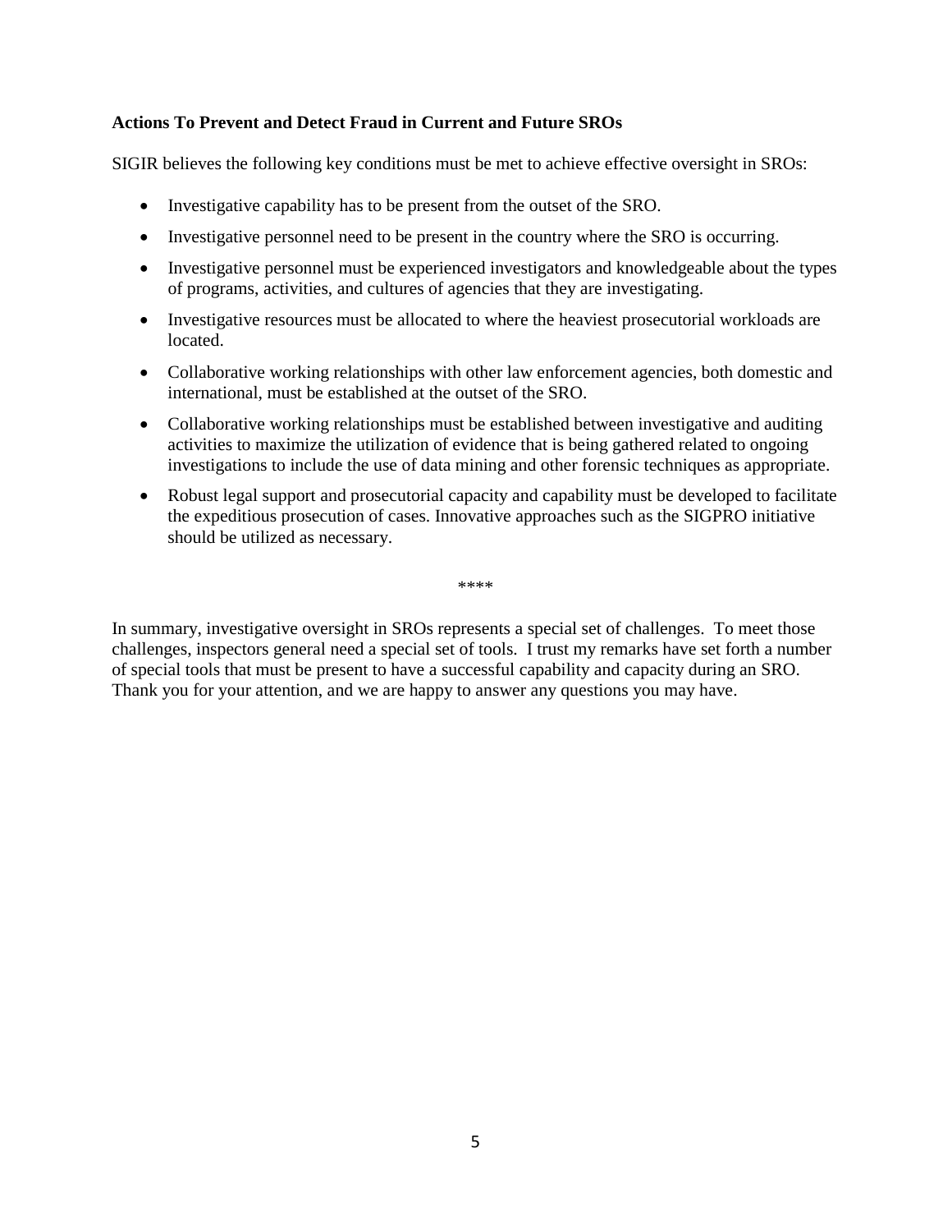**Actions To Prevent and Detect Fraud in Current and Future SROs**

SIGIR believes the following key conditions must be met to achieve effective oversight in SROs:

- Investigative capability has to be present from the outset of the SRO.
- Investigative personnel need to be present in the country where the SRO is occurring.
- Investigative personnel must be experienced investigators and knowledgeable about the types of programs, activities, and cultures of agencies that they are investigating.
- Investigative resources must be allocated to where the heaviest prosecutorial workloads are located.
- Collaborative working relationships with other law enforcement agencies, both domestic and international, must be established at the outset of the SRO.
- Collaborative working relationships must be established between investigative and auditing activities to maximize the utilization of evidence that is being gathered related to ongoing investigations to include the use of data mining and other forensic techniques as appropriate.
- Robust legal support and prosecutorial capacity and capability must be developed to facilitate the expeditious prosecution of cases. Innovative approaches such as the SIGPRO initiative should be utilized as necessary.

****

In summary, investigative oversight in SROs represents a special set of challenges. To meet those challenges, inspectors general need a special set of tools. I trust my remarks have set forth a number of special tools that must be present to have a successful capability and capacity during an SRO. Thank you for your attention, and we are happy to answer any questions you may have.